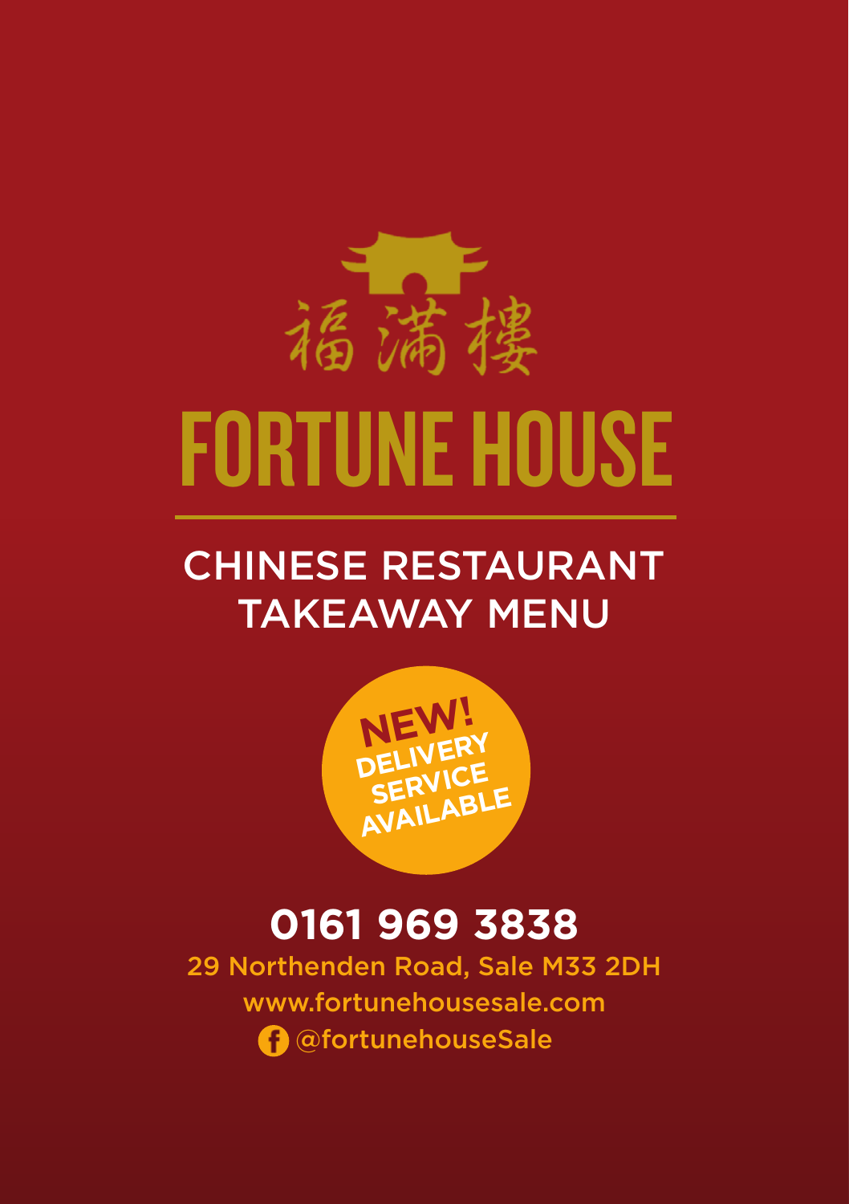福滿樓

# FORTUNE HOUSE

## CHINESE RESTAURANT TAKEAWAY MENU

**NEW! DELIVERY SERVICE AVAILABLE**

**0161 969 3838**

29 Northenden Road, Sale M33 2DH

www.fortunehousesale.com

@fortunehouseSale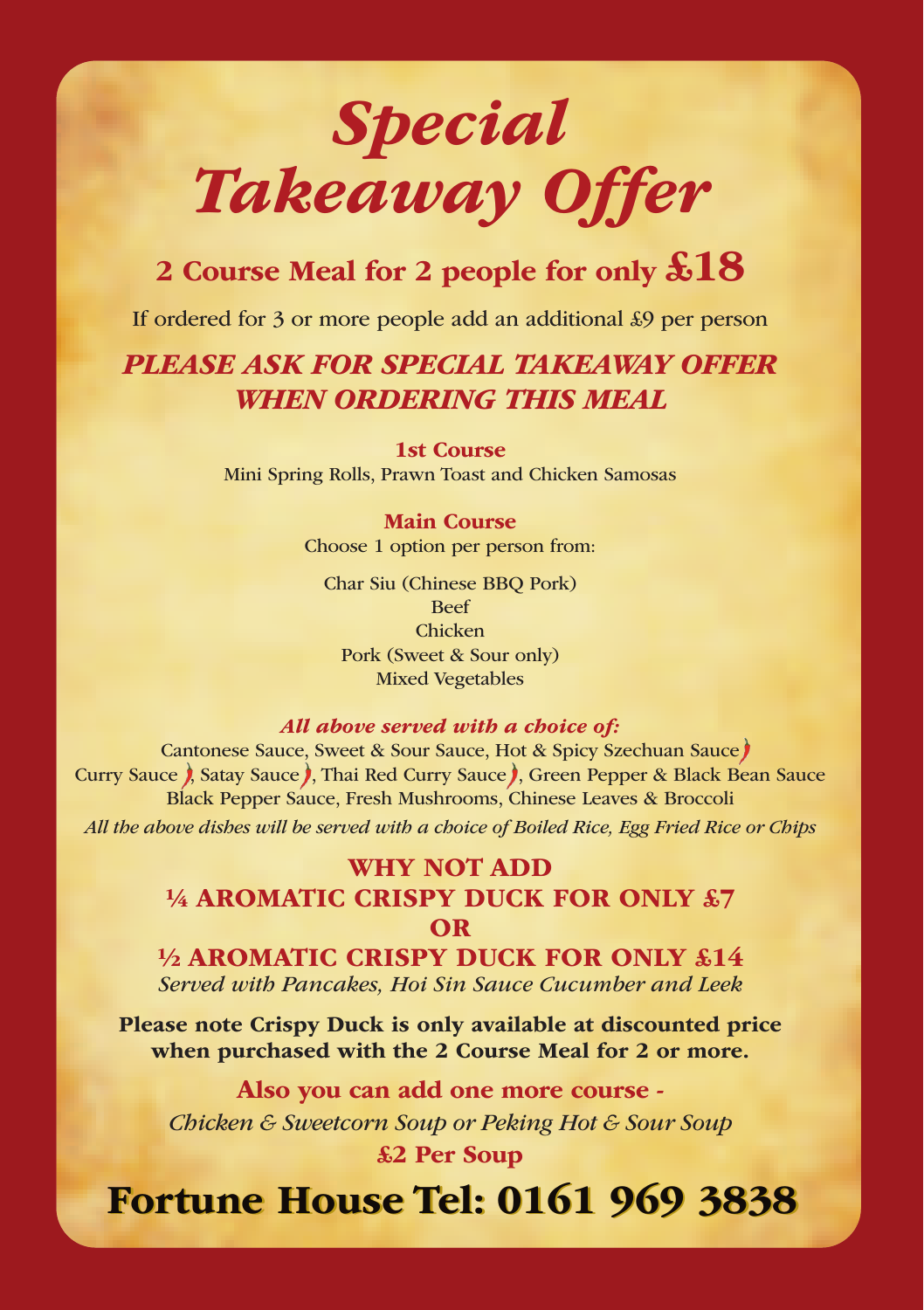# Special Takeaway Offer

## 2 Course Meal for 2 people for only £18

If ordered for 3 or more people add an additional £9 per person

***PLEASE ASK FOR SPECIAL TAKEAWAY OFFER WHEN ORDERING THIS MEAL***

**1st Course**

Mini Spring Rolls, Prawn Toast and Chicken Samosas

**Main Course**

Choose 1 option per person from:

Char Siu (Chinese BBQ Pork)
Beef
Chicken
Pork (Sweet & Sour only)
Mixed Vegetables

***All above served with a choice of:***

Cantonese Sauce, Sweet & Sour Sauce, Hot & Spicy Szechuan Sauce, Curry Sauce, Satay Sauce, Thai Red Curry Sauce, Green Pepper & Black Bean Sauce, Black Pepper Sauce, Fresh Mushrooms, Chinese Leaves & Broccoli

*All the above dishes will be served with a choice of Boiled Rice, Egg Fried Rice or Chips*

**WHY NOT ADD**
**¼ AROMATIC CRISPY DUCK FOR ONLY £7**
**OR**
**½ AROMATIC CRISPY DUCK FOR ONLY £14**

*Served with Pancakes, Hoi Sin Sauce Cucumber and Leek*

**Please note Crispy Duck is only available at discounted price when purchased with the 2 Course Meal for 2 or more.**

**Also you can add one more course -**

*Chicken & Sweetcorn Soup or Peking Hot & Sour Soup*

**£2 Per Soup**

## Fortune House Tel: 0161 969 3838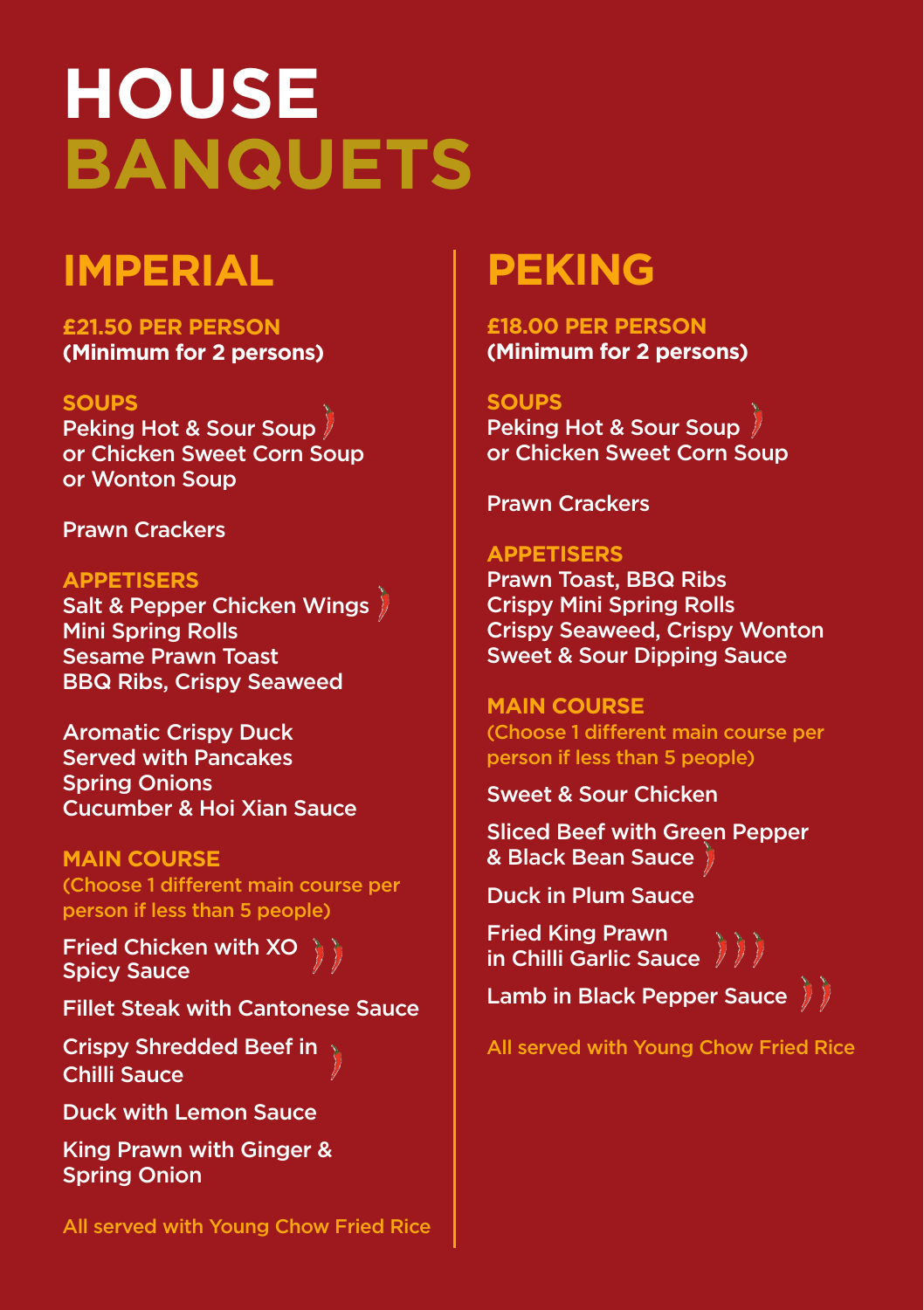# HOUSE BANQUETS

## IMPERIAL

**£21.50 PER PERSON**
**(Minimum for 2 persons)**

### SOUPS

Peking Hot & Sour Soup
or Chicken Sweet Corn Soup
or Wonton Soup

Prawn Crackers

### APPETISERS

Salt & Pepper Chicken Wings
Mini Spring Rolls
Sesame Prawn Toast
BBQ Ribs, Crispy Seaweed

Aromatic Crispy Duck
Served with Pancakes
Spring Onions
Cucumber & Hoi Xian Sauce

### MAIN COURSE

(Choose 1 different main course per person if less than 5 people)

Fried Chicken with XO Spicy Sauce

Fillet Steak with Cantonese Sauce

Crispy Shredded Beef in Chilli Sauce

Duck with Lemon Sauce

King Prawn with Ginger & Spring Onion

All served with Young Chow Fried Rice

## PEKING

**£18.00 PER PERSON**
**(Minimum for 2 persons)**

### SOUPS

Peking Hot & Sour Soup
or Chicken Sweet Corn Soup

Prawn Crackers

### APPETISERS

Prawn Toast, BBQ Ribs
Crispy Mini Spring Rolls
Crispy Seaweed, Crispy Wonton
Sweet & Sour Dipping Sauce

### MAIN COURSE

(Choose 1 different main course per person if less than 5 people)

Sweet & Sour Chicken

Sliced Beef with Green Pepper & Black Bean Sauce

Duck in Plum Sauce

Fried King Prawn in Chilli Garlic Sauce

Lamb in Black Pepper Sauce

All served with Young Chow Fried Rice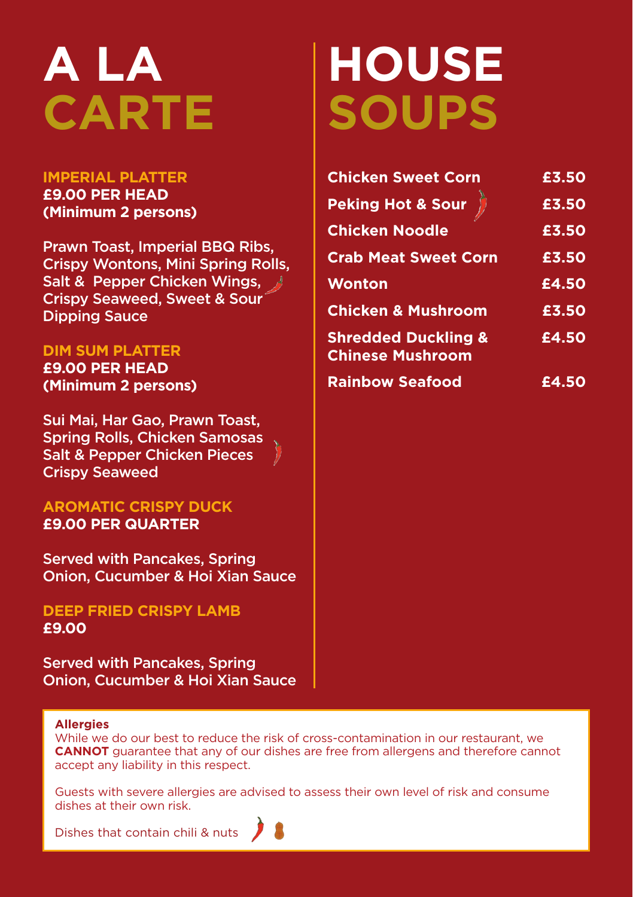# A LA CARTE

### IMPERIAL PLATTER
**£9.00 PER HEAD**
**(Minimum 2 persons)**

Prawn Toast, Imperial BBQ Ribs, Crispy Wontons, Mini Spring Rolls, Salt & Pepper Chicken Wings, Crispy Seaweed, Sweet & Sour Dipping Sauce

### DIM SUM PLATTER
**£9.00 PER HEAD**
**(Minimum 2 persons)**

Sui Mai, Har Gao, Prawn Toast, Spring Rolls, Chicken Samosas Salt & Pepper Chicken Pieces Crispy Seaweed

### AROMATIC CRISPY DUCK
**£9.00 PER QUARTER**

Served with Pancakes, Spring Onion, Cucumber & Hoi Xian Sauce

### DEEP FRIED CRISPY LAMB
**£9.00**

Served with Pancakes, Spring Onion, Cucumber & Hoi Xian Sauce

# HOUSE SOUPS

| Soup | Price |
|---|---|
| Chicken Sweet Corn | £3.50 |
| Peking Hot & Sour | £3.50 |
| Chicken Noodle | £3.50 |
| Crab Meat Sweet Corn | £3.50 |
| Wonton | £4.50 |
| Chicken & Mushroom | £3.50 |
| Shredded Duckling & Chinese Mushroom | £4.50 |
| Rainbow Seafood | £4.50 |

**Allergies**
While we do our best to reduce the risk of cross-contamination in our restaurant, we **CANNOT** guarantee that any of our dishes are free from allergens and therefore cannot accept any liability in this respect.

Guests with severe allergies are advised to assess their own level of risk and consume dishes at their own risk.

Dishes that contain chili & nuts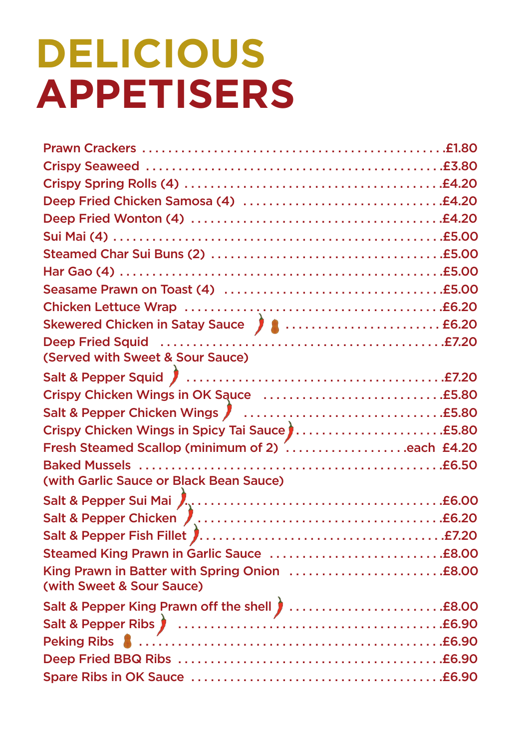# DELICIOUS APPETISERS

| Item | Price |
| --- | --- |
| Prawn Crackers | £1.80 |
| Crispy Seaweed | £3.80 |
| Crispy Spring Rolls (4) | £4.20 |
| Deep Fried Chicken Samosa (4) | £4.20 |
| Deep Fried Wonton (4) | £4.20 |
| Sui Mai (4) | £5.00 |
| Steamed Char Sui Buns (2) | £5.00 |
| Har Gao (4) | £5.00 |
| Seasame Prawn on Toast (4) | £5.00 |
| Chicken Lettuce Wrap | £6.20 |
| Skewered Chicken in Satay Sauce | £6.20 |
| Deep Fried Squid (Served with Sweet & Sour Sauce) | £7.20 |
| Salt & Pepper Squid | £7.20 |
| Crispy Chicken Wings in OK Sauce | £5.80 |
| Salt & Pepper Chicken Wings | £5.80 |
| Crispy Chicken Wings in Spicy Tai Sauce | £5.80 |
| Fresh Steamed Scallop (minimum of 2) | each £4.20 |
| Baked Mussels (with Garlic Sauce or Black Bean Sauce) | £6.50 |
| Salt & Pepper Sui Mai | £6.00 |
| Salt & Pepper Chicken | £6.20 |
| Salt & Pepper Fish Fillet | £7.20 |
| Steamed King Prawn in Garlic Sauce | £8.00 |
| King Prawn in Batter with Spring Onion (with Sweet & Sour Sauce) | £8.00 |
| Salt & Pepper King Prawn off the shell | £8.00 |
| Salt & Pepper Ribs | £6.90 |
| Peking Ribs | £6.90 |
| Deep Fried BBQ Ribs | £6.90 |
| Spare Ribs in OK Sauce | £6.90 |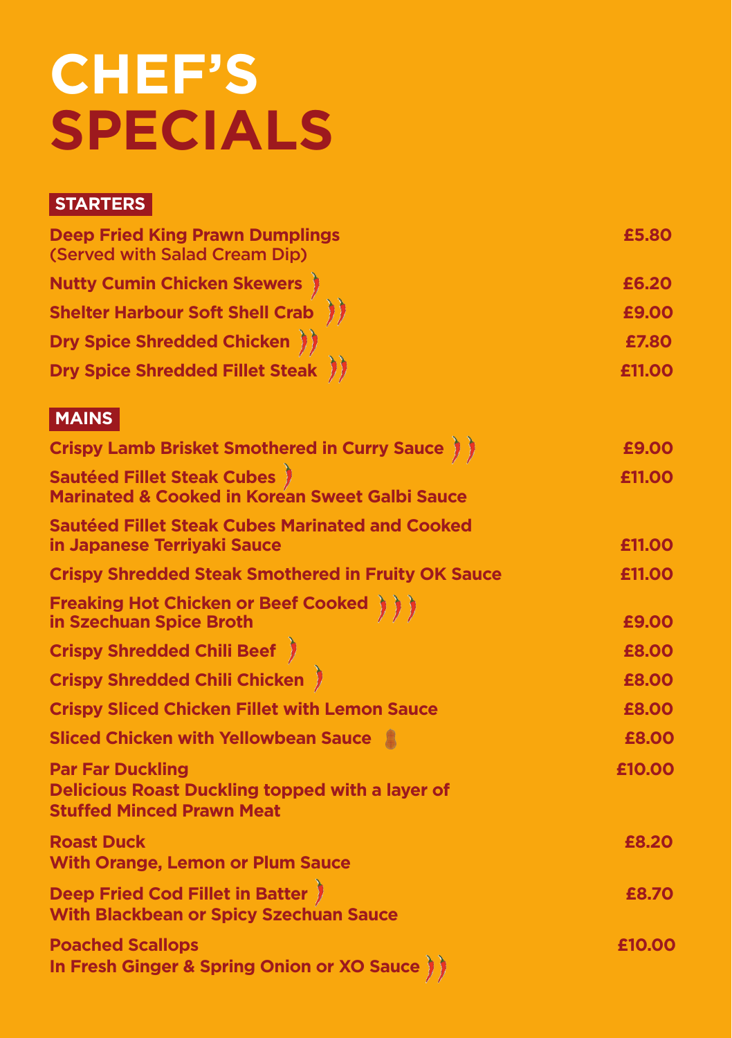# CHEF'S SPECIALS

## STARTERS

| Dish | Price |
|---|---|
| **Deep Fried King Prawn Dumplings** (Served with Salad Cream Dip) | £5.80 |
| **Nutty Cumin Chicken Skewers** 🌶 | £6.20 |
| **Shelter Harbour Soft Shell Crab** 🌶🌶 | £9.00 |
| **Dry Spice Shredded Chicken** 🌶🌶 | £7.80 |
| **Dry Spice Shredded Fillet Steak** 🌶🌶 | £11.00 |

## MAINS

| Dish | Price |
|---|---|
| **Crispy Lamb Brisket Smothered in Curry Sauce** 🌶🌶 | £9.00 |
| **Sautéed Fillet Steak Cubes** 🌶 Marinated & Cooked in Korean Sweet Galbi Sauce | £11.00 |
| **Sautéed Fillet Steak Cubes Marinated and Cooked in Japanese Terriyaki Sauce** | £11.00 |
| **Crispy Shredded Steak Smothered in Fruity OK Sauce** | £11.00 |
| **Freaking Hot Chicken or Beef Cooked in Szechuan Spice Broth** 🌶🌶🌶 | £9.00 |
| **Crispy Shredded Chili Beef** 🌶 | £8.00 |
| **Crispy Shredded Chili Chicken** 🌶 | £8.00 |
| **Crispy Sliced Chicken Fillet with Lemon Sauce** | £8.00 |
| **Sliced Chicken with Yellowbean Sauce** 🥜 | £8.00 |
| **Par Far Duckling** Delicious Roast Duckling topped with a layer of Stuffed Minced Prawn Meat | £10.00 |
| **Roast Duck** With Orange, Lemon or Plum Sauce | £8.20 |
| **Deep Fried Cod Fillet in Batter** 🌶 With Blackbean or Spicy Szechuan Sauce | £8.70 |
| **Poached Scallops** In Fresh Ginger & Spring Onion or XO Sauce 🌶🌶 | £10.00 |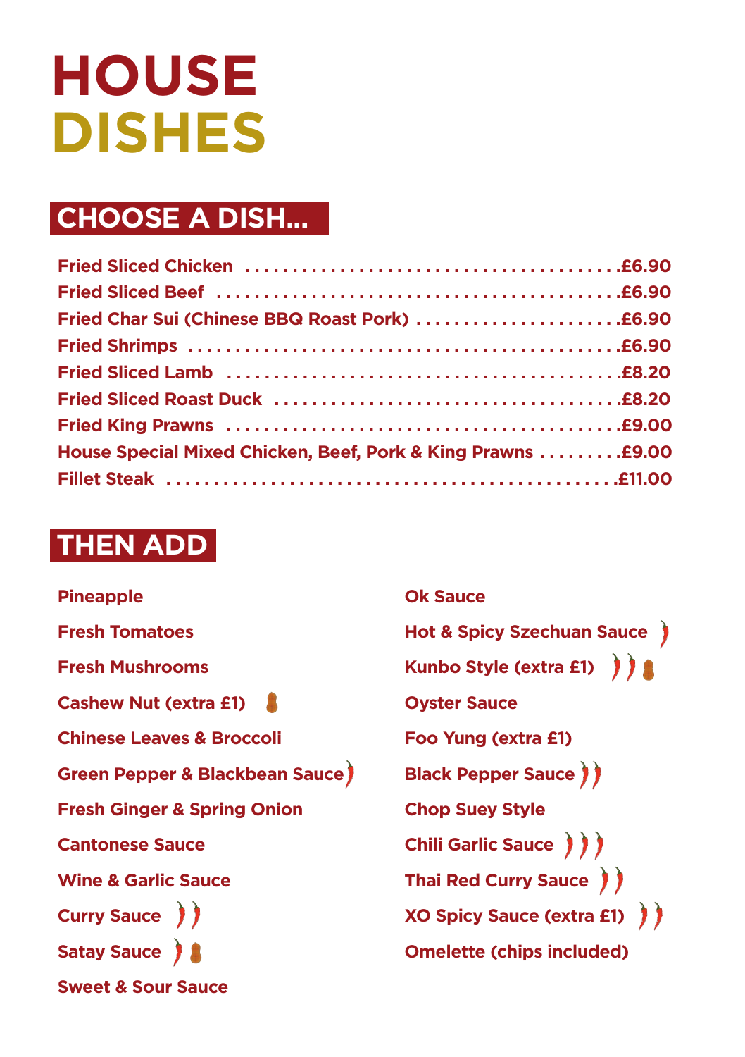# HOUSE DISHES

## CHOOSE A DISH...

| Dish | Price |
|---|---|
| Fried Sliced Chicken | £6.90 |
| Fried Sliced Beef | £6.90 |
| Fried Char Sui (Chinese BBQ Roast Pork) | £6.90 |
| Fried Shrimps | £6.90 |
| Fried Sliced Lamb | £8.20 |
| Fried Sliced Roast Duck | £8.20 |
| Fried King Prawns | £9.00 |
| House Special Mixed Chicken, Beef, Pork & King Prawns | £9.00 |
| Fillet Steak | £11.00 |

## THEN ADD

- Pineapple
- Fresh Tomatoes
- Fresh Mushrooms
- Cashew Nut (extra £1)
- Chinese Leaves & Broccoli
- Green Pepper & Blackbean Sauce
- Fresh Ginger & Spring Onion
- Cantonese Sauce
- Wine & Garlic Sauce
- Curry Sauce
- Satay Sauce
- Sweet & Sour Sauce
- Ok Sauce
- Hot & Spicy Szechuan Sauce
- Kunbo Style (extra £1)
- Oyster Sauce
- Foo Yung (extra £1)
- Black Pepper Sauce
- Chop Suey Style
- Chili Garlic Sauce
- Thai Red Curry Sauce
- XO Spicy Sauce (extra £1)
- Omelette (chips included)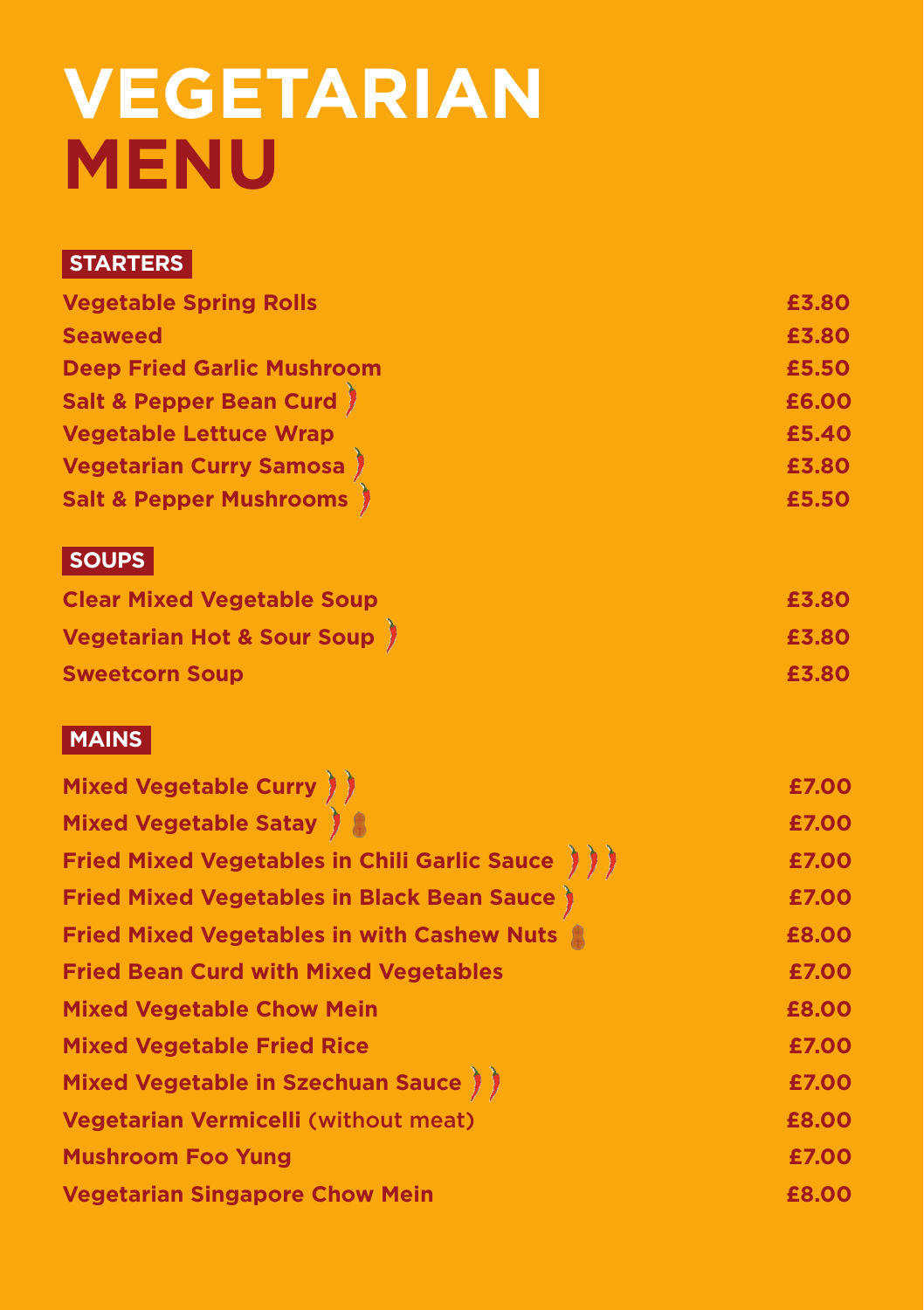# VEGETARIAN MENU

## STARTERS

| Item | Price |
|---|---|
| Vegetable Spring Rolls | £3.80 |
| Seaweed | £3.80 |
| Deep Fried Garlic Mushroom | £5.50 |
| Salt & Pepper Bean Curd 🌶 | £6.00 |
| Vegetable Lettuce Wrap | £5.40 |
| Vegetarian Curry Samosa 🌶 | £3.80 |
| Salt & Pepper Mushrooms 🌶 | £5.50 |

## SOUPS

| Item | Price |
|---|---|
| Clear Mixed Vegetable Soup | £3.80 |
| Vegetarian Hot & Sour Soup 🌶 | £3.80 |
| Sweetcorn Soup | £3.80 |

## MAINS

| Item | Price |
|---|---|
| Mixed Vegetable Curry 🌶🌶 | £7.00 |
| Mixed Vegetable Satay 🌶 🥜 | £7.00 |
| Fried Mixed Vegetables in Chili Garlic Sauce 🌶🌶🌶 | £7.00 |
| Fried Mixed Vegetables in Black Bean Sauce 🌶 | £7.00 |
| Fried Mixed Vegetables in with Cashew Nuts 🥜 | £8.00 |
| Fried Bean Curd with Mixed Vegetables | £7.00 |
| Mixed Vegetable Chow Mein | £8.00 |
| Mixed Vegetable Fried Rice | £7.00 |
| Mixed Vegetable in Szechuan Sauce 🌶🌶 | £7.00 |
| Vegetarian Vermicelli (without meat) | £8.00 |
| Mushroom Foo Yung | £7.00 |
| Vegetarian Singapore Chow Mein | £8.00 |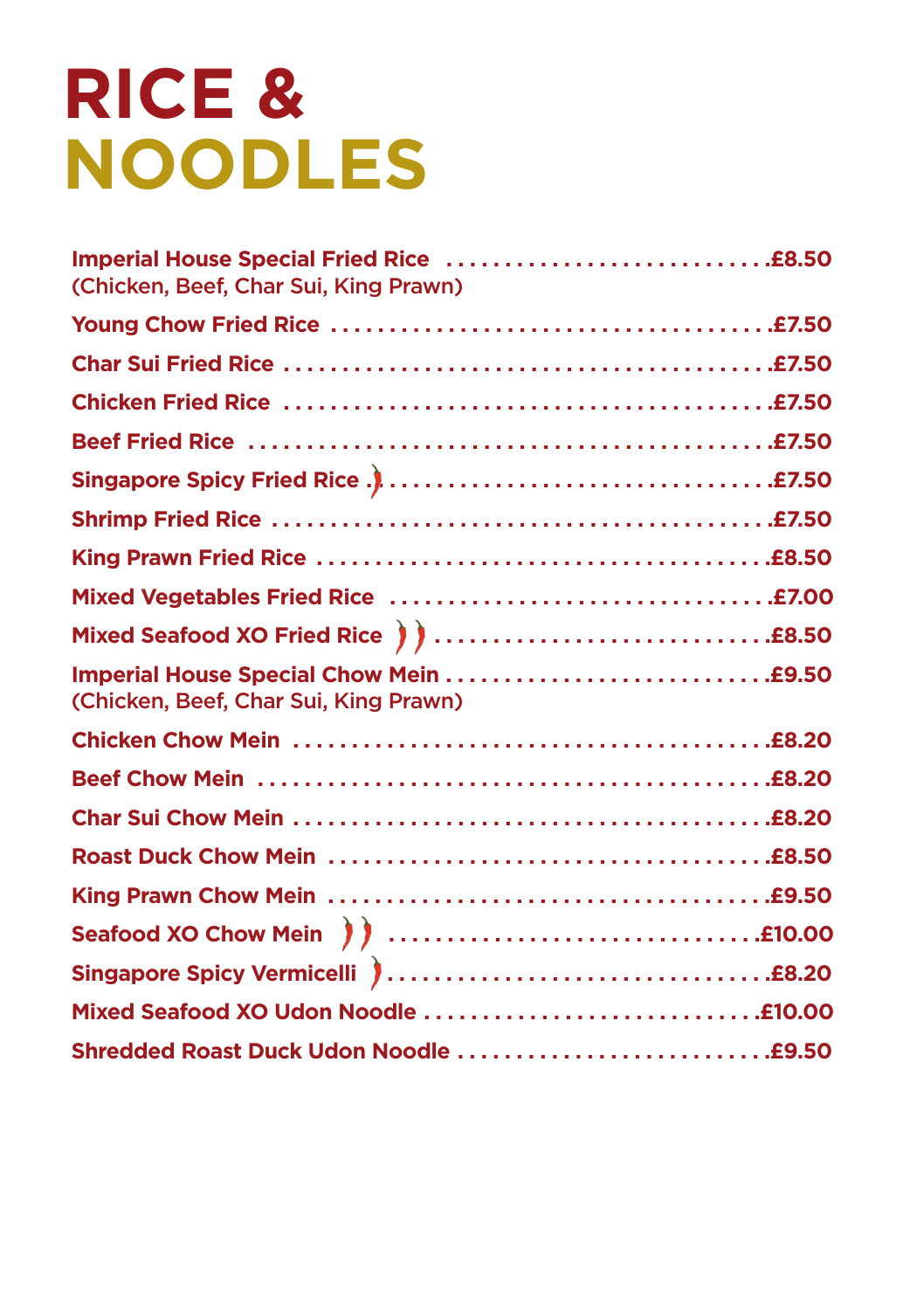# RICE & NOODLES

**Imperial House Special Fried Rice** .............................. **£8.50**
(Chicken, Beef, Char Sui, King Prawn)

**Young Chow Fried Rice** .............................. **£7.50**

**Char Sui Fried Rice** .............................. **£7.50**

**Chicken Fried Rice** .............................. **£7.50**

**Beef Fried Rice** .............................. **£7.50**

**Singapore Spicy Fried Rice** 🌶 .............................. **£7.50**

**Shrimp Fried Rice** .............................. **£7.50**

**King Prawn Fried Rice** .............................. **£8.50**

**Mixed Vegetables Fried Rice** .............................. **£7.00**

**Mixed Seafood XO Fried Rice** 🌶🌶 .............................. **£8.50**

**Imperial House Special Chow Mein** .............................. **£9.50**
(Chicken, Beef, Char Sui, King Prawn)

**Chicken Chow Mein** .............................. **£8.20**

**Beef Chow Mein** .............................. **£8.20**

**Char Sui Chow Mein** .............................. **£8.20**

**Roast Duck Chow Mein** .............................. **£8.50**

**King Prawn Chow Mein** .............................. **£9.50**

**Seafood XO Chow Mein** 🌶🌶 .............................. **£10.00**

**Singapore Spicy Vermicelli** 🌶 .............................. **£8.20**

**Mixed Seafood XO Udon Noodle** .............................. **£10.00**

**Shredded Roast Duck Udon Noodle** .............................. **£9.50**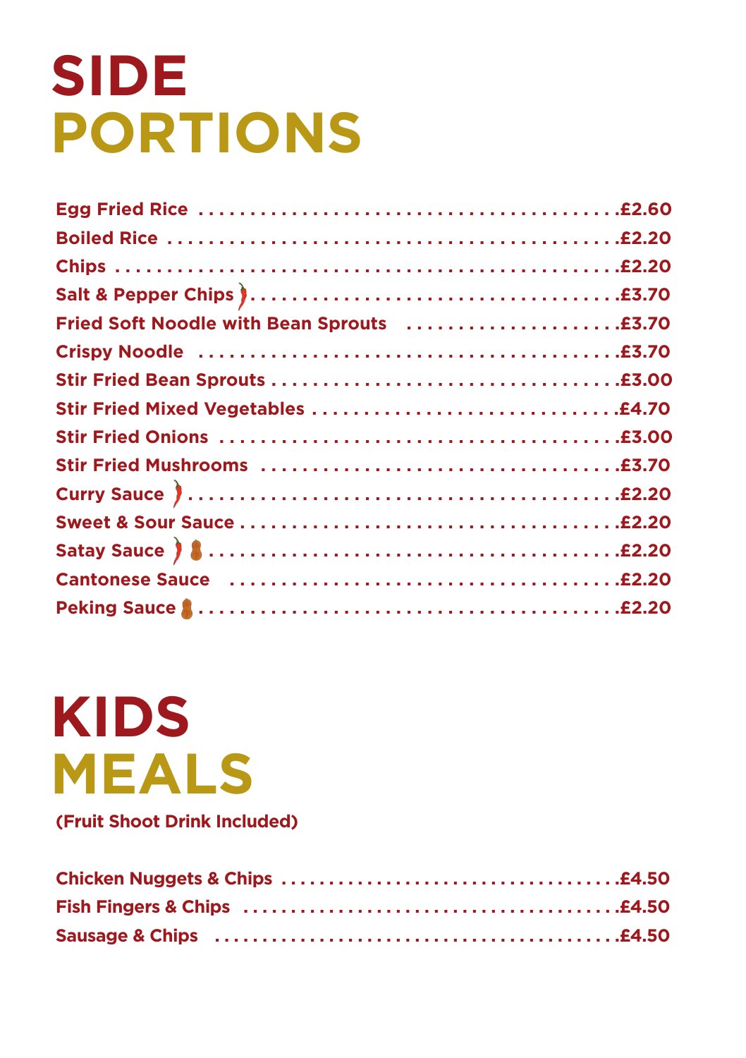# SIDE PORTIONS

| Item | Price |
|---|---|
| Egg Fried Rice | £2.60 |
| Boiled Rice | £2.20 |
| Chips | £2.20 |
| Salt & Pepper Chips | £3.70 |
| Fried Soft Noodle with Bean Sprouts | £3.70 |
| Crispy Noodle | £3.70 |
| Stir Fried Bean Sprouts | £3.00 |
| Stir Fried Mixed Vegetables | £4.70 |
| Stir Fried Onions | £3.00 |
| Stir Fried Mushrooms | £3.70 |
| Curry Sauce | £2.20 |
| Sweet & Sour Sauce | £2.20 |
| Satay Sauce | £2.20 |
| Cantonese Sauce | £2.20 |
| Peking Sauce | £2.20 |

# KIDS MEALS

**(Fruit Shoot Drink Included)**

| Item | Price |
|---|---|
| Chicken Nuggets & Chips | £4.50 |
| Fish Fingers & Chips | £4.50 |
| Sausage & Chips | £4.50 |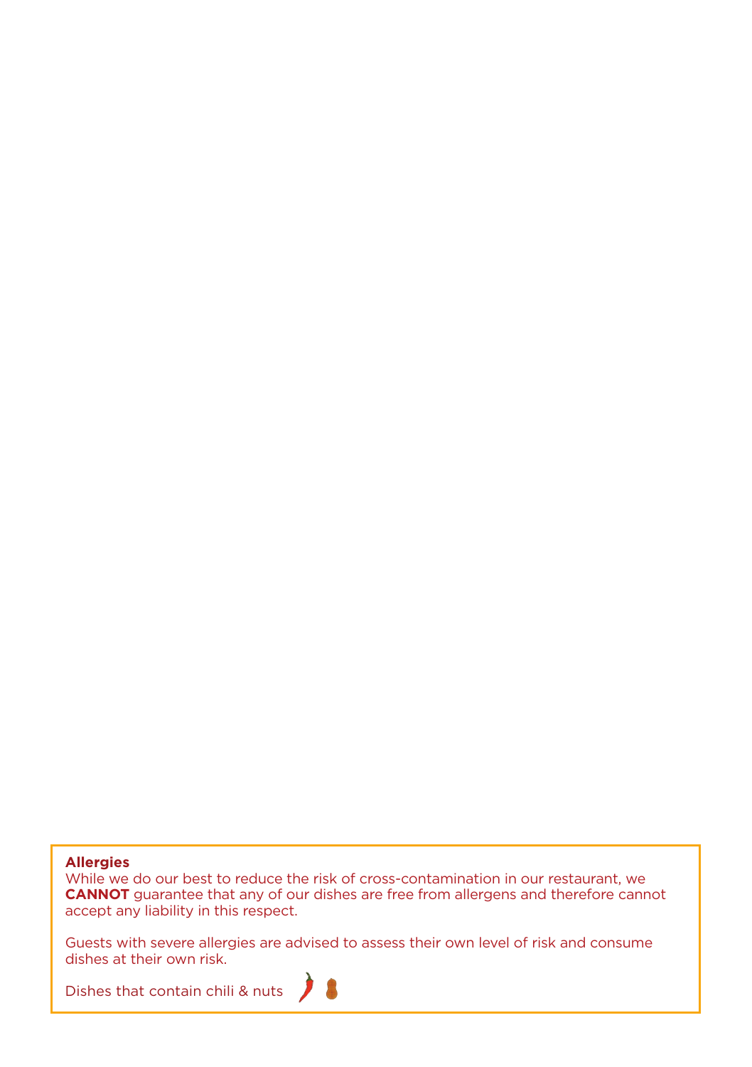**Allergies**
While we do our best to reduce the risk of cross-contamination in our restaurant, we **CANNOT** guarantee that any of our dishes are free from allergens and therefore cannot accept any liability in this respect.

Guests with severe allergies are advised to assess their own level of risk and consume dishes at their own risk.

Dishes that contain chili & nuts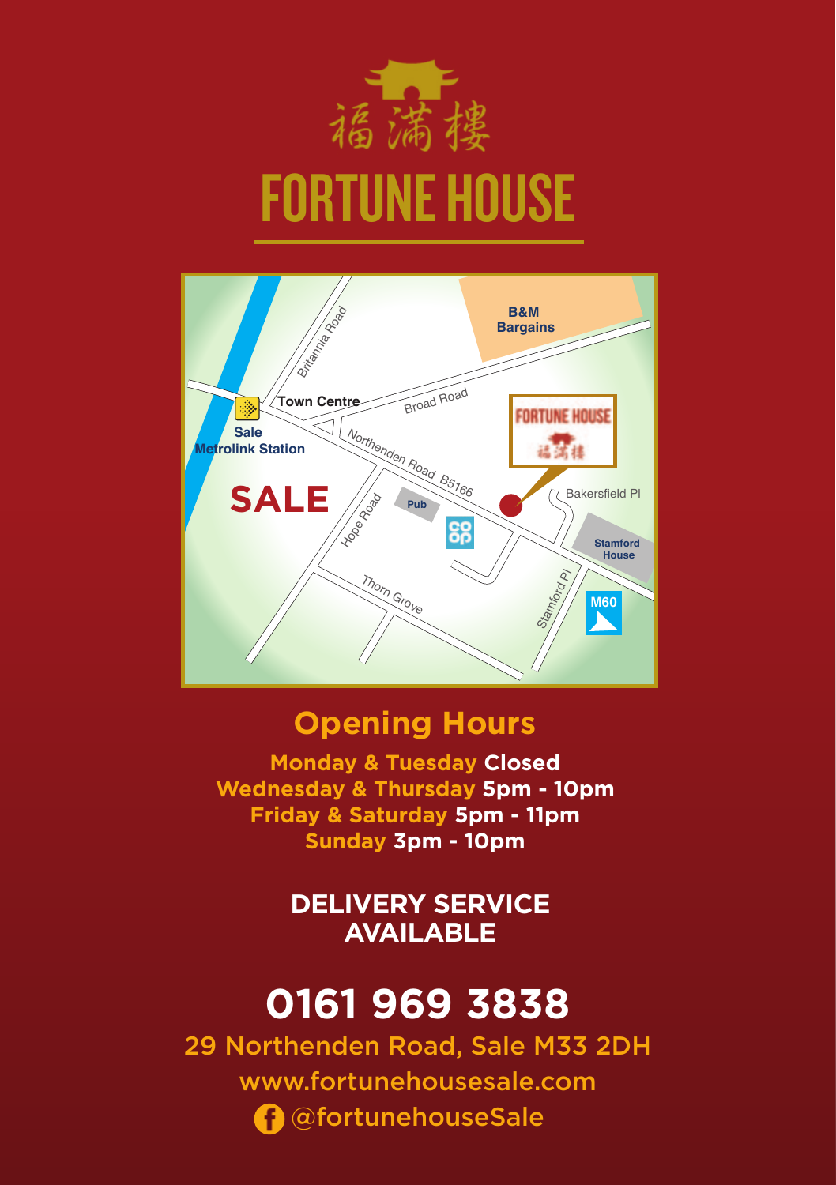福滿樓

# FORTUNE HOUSE

B&M Bargains
Britannia Road
Town Centre
Broad Road
Sale Metrolink Station
Northenden Road B5166
FORTUNE HOUSE
福滿樓
SALE
Hope Road
Pub
Bakersfield Pl
Stamford House
Thorn Grove
Stamford Pl
M60

## Opening Hours

**Monday & Tuesday** Closed
**Wednesday & Thursday** 5pm - 10pm
**Friday & Saturday** 5pm - 11pm
**Sunday** 3pm - 10pm

**DELIVERY SERVICE AVAILABLE**

## 0161 969 3838

29 Northenden Road, Sale M33 2DH
www.fortunehousesale.com
@fortunehouseSale